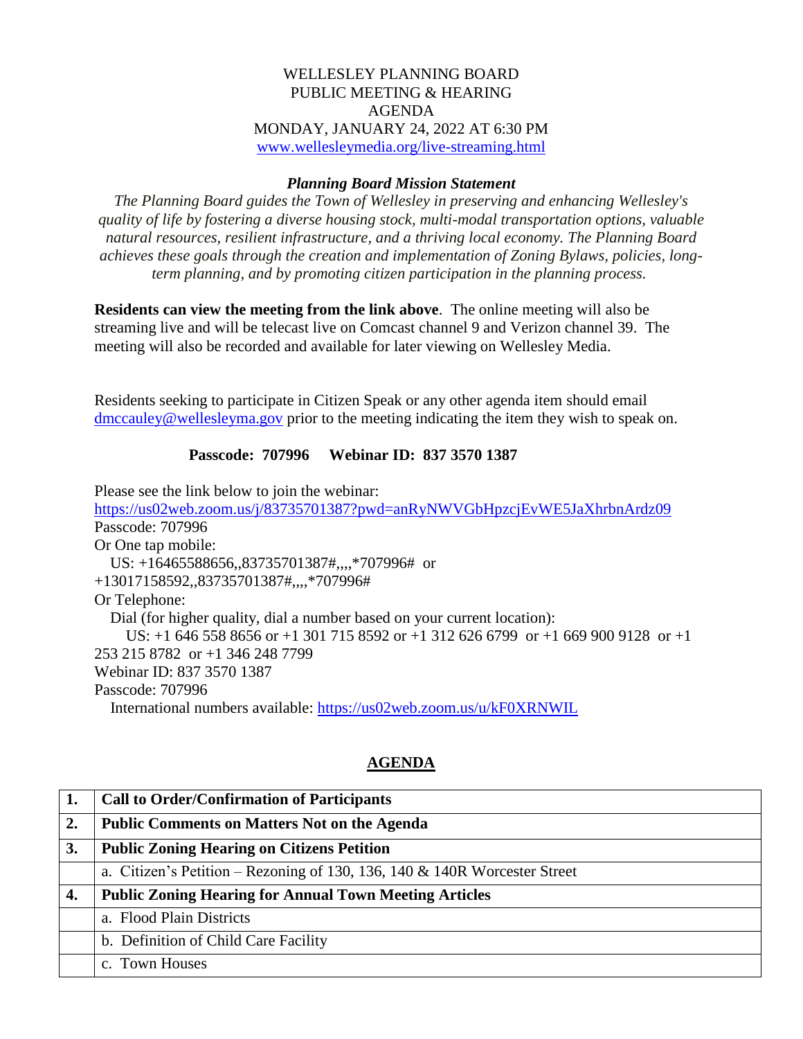WELLESLEY PLANNING BOARD
PUBLIC MEETING & HEARING
AGENDA
MONDAY, JANUARY 24, 2022 AT 6:30 PM
www.wellesleymedia.org/live-streaming.html

***Planning Board Mission Statement***

*The Planning Board guides the Town of Wellesley in preserving and enhancing Wellesley's quality of life by fostering a diverse housing stock, multi-modal transportation options, valuable natural resources, resilient infrastructure, and a thriving local economy. The Planning Board achieves these goals through the creation and implementation of Zoning Bylaws, policies, long-term planning, and by promoting citizen participation in the planning process.*

**Residents can view the meeting from the link above**. The online meeting will also be streaming live and will be telecast live on Comcast channel 9 and Verizon channel 39. The meeting will also be recorded and available for later viewing on Wellesley Media.

Residents seeking to participate in Citizen Speak or any other agenda item should email dmccauley@wellesleyma.gov prior to the meeting indicating the item they wish to speak on.

**Passcode: 707996 Webinar ID: 837 3570 1387**

Please see the link below to join the webinar:
https://us02web.zoom.us/j/83735701387?pwd=anRyNWVGbHpzcjEvWE5JaXhrbnArdz09
Passcode: 707996
Or One tap mobile:
US: +16465588656,,83735701387#,,,,*707996# or
+13017158592,,83735701387#,,,,*707996#
Or Telephone:
Dial (for higher quality, dial a number based on your current location):
US: +1 646 558 8656 or +1 301 715 8592 or +1 312 626 6799 or +1 669 900 9128 or +1 253 215 8782 or +1 346 248 7799
Webinar ID: 837 3570 1387
Passcode: 707996
International numbers available: https://us02web.zoom.us/u/kF0XRNWIL

## AGENDA

| | |
|---|---|
| **1.** | **Call to Order/Confirmation of Participants** |
| **2.** | **Public Comments on Matters Not on the Agenda** |
| **3.** | **Public Zoning Hearing on Citizens Petition** |
| | a. Citizen's Petition – Rezoning of 130, 136, 140 & 140R Worcester Street |
| **4.** | **Public Zoning Hearing for Annual Town Meeting Articles** |
| | a. Flood Plain Districts |
| | b. Definition of Child Care Facility |
| | c. Town Houses |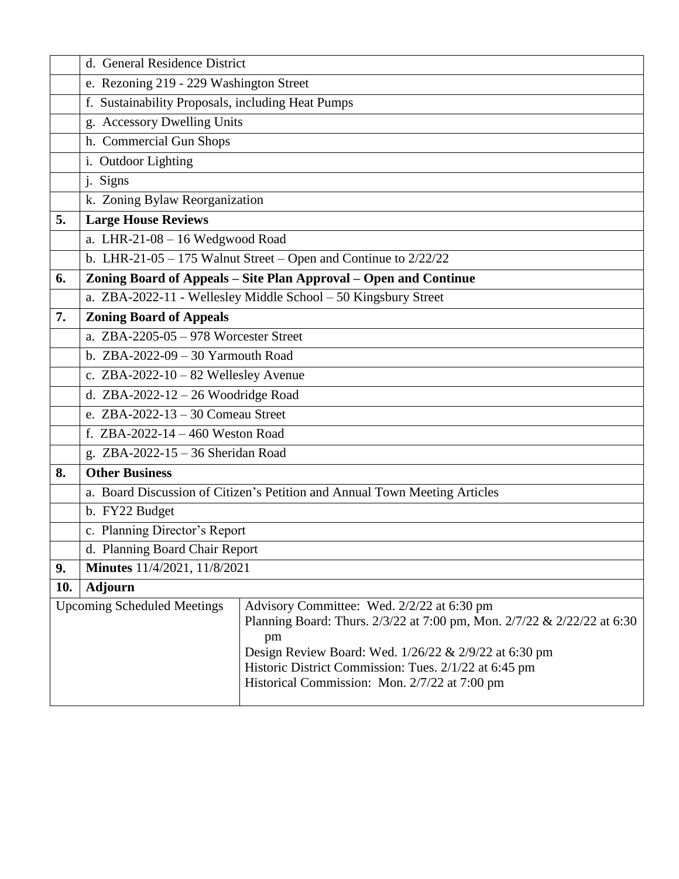| | |
|---|---|
| | d. General Residence District |
| | e. Rezoning 219 - 229 Washington Street |
| | f. Sustainability Proposals, including Heat Pumps |
| | g. Accessory Dwelling Units |
| | h. Commercial Gun Shops |
| | i. Outdoor Lighting |
| | j. Signs |
| | k. Zoning Bylaw Reorganization |
| **5.** | **Large House Reviews** |
| | a. LHR-21-08 – 16 Wedgwood Road |
| | b. LHR-21-05 – 175 Walnut Street – Open and Continue to 2/22/22 |
| **6.** | **Zoning Board of Appeals – Site Plan Approval – Open and Continue** |
| | a. ZBA-2022-11 - Wellesley Middle School – 50 Kingsbury Street |
| **7.** | **Zoning Board of Appeals** |
| | a. ZBA-2205-05 – 978 Worcester Street |
| | b. ZBA-2022-09 – 30 Yarmouth Road |
| | c. ZBA-2022-10 – 82 Wellesley Avenue |
| | d. ZBA-2022-12 – 26 Woodridge Road |
| | e. ZBA-2022-13 – 30 Comeau Street |
| | f. ZBA-2022-14 – 460 Weston Road |
| | g. ZBA-2022-15 – 36 Sheridan Road |
| **8.** | **Other Business** |
| | a. Board Discussion of Citizen's Petition and Annual Town Meeting Articles |
| | b. FY22 Budget |
| | c. Planning Director's Report |
| | d. Planning Board Chair Report |
| **9.** | **Minutes** 11/4/2021, 11/8/2021 |
| **10.** | **Adjourn** |

| | |
|---|---|
| Upcoming Scheduled Meetings | Advisory Committee: Wed. 2/2/22 at 6:30 pm<br>Planning Board: Thurs. 2/3/22 at 7:00 pm, Mon. 2/7/22 & 2/22/22 at 6:30 pm<br>Design Review Board: Wed. 1/26/22 & 2/9/22 at 6:30 pm<br>Historic District Commission: Tues. 2/1/22 at 6:45 pm<br>Historical Commission: Mon. 2/7/22 at 7:00 pm |